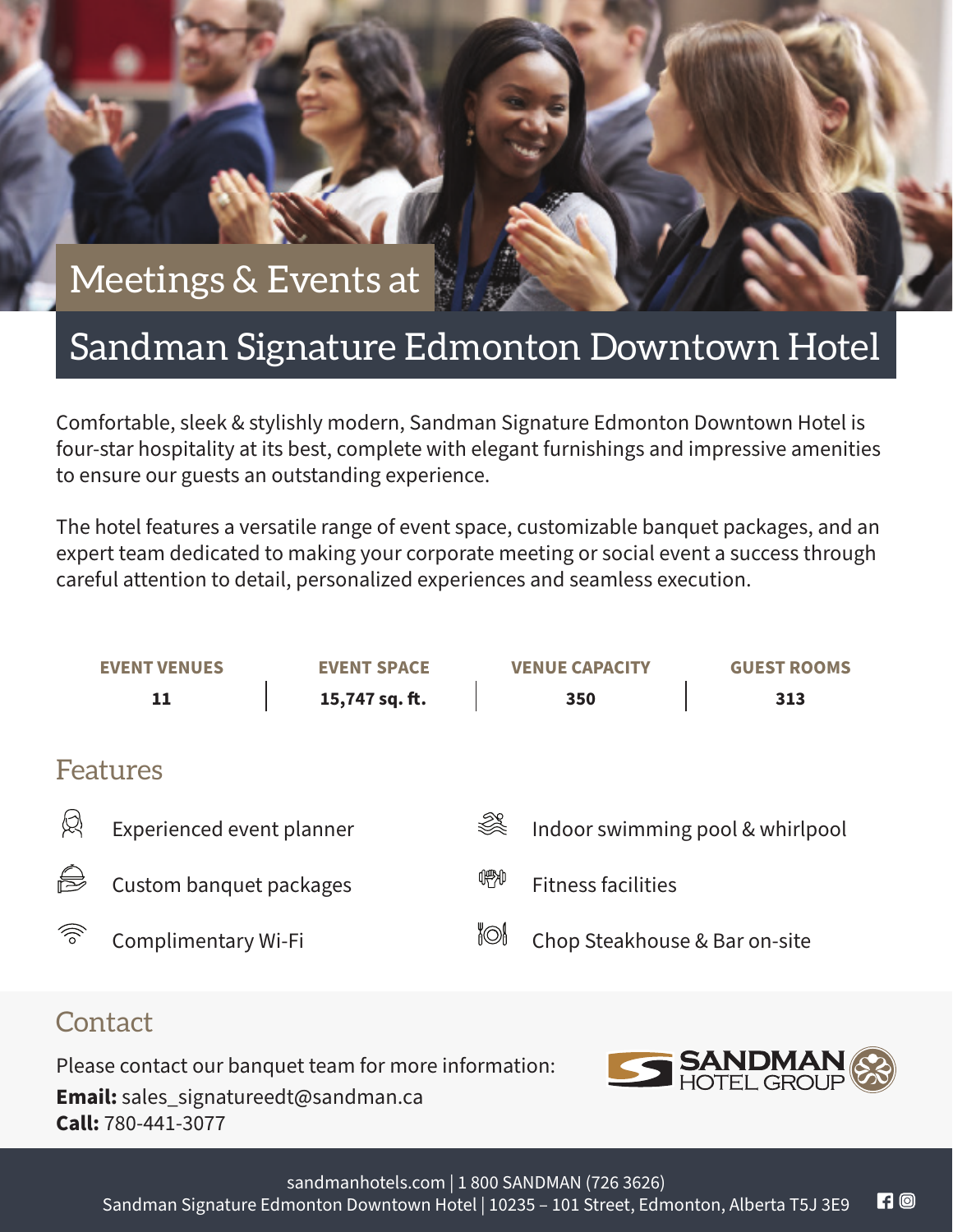# Meetings & Events at Sandman Signature Edmonton Downtown Hotel

Comfortable, sleek & stylishly modern, Sandman Signature Edmonton Downtown Hotel is four-star hospitality at its best, complete with elegant furnishings and impressive amenities to ensure our guests an outstanding experience.

The hotel features a versatile range of event space, customizable banquet packages, and an expert team dedicated to making your corporate meeting or social event a success through careful attention to detail, personalized experiences and seamless execution.

| EVENT VENUES | EVENT SPACE | VENUE CAPACITY | GUEST ROOMS |
|---|---|---|---|
| **11** | **15,747 sq. ft.** | **350** | **313** |

## Features

- Experienced event planner
- Custom banquet packages
- Complimentary Wi-Fi
- Indoor swimming pool & whirlpool
- Fitness facilities
- Chop Steakhouse & Bar on-site

## Contact

Please contact our banquet team for more information:
**Email:** sales_signatureedt@sandman.ca
**Call:** 780-441-3077

SANDMAN HOTEL GROUP

sandmanhotels.com | 1 800 SANDMAN (726 3626)
Sandman Signature Edmonton Downtown Hotel | 10235 – 101 Street, Edmonton, Alberta T5J 3E9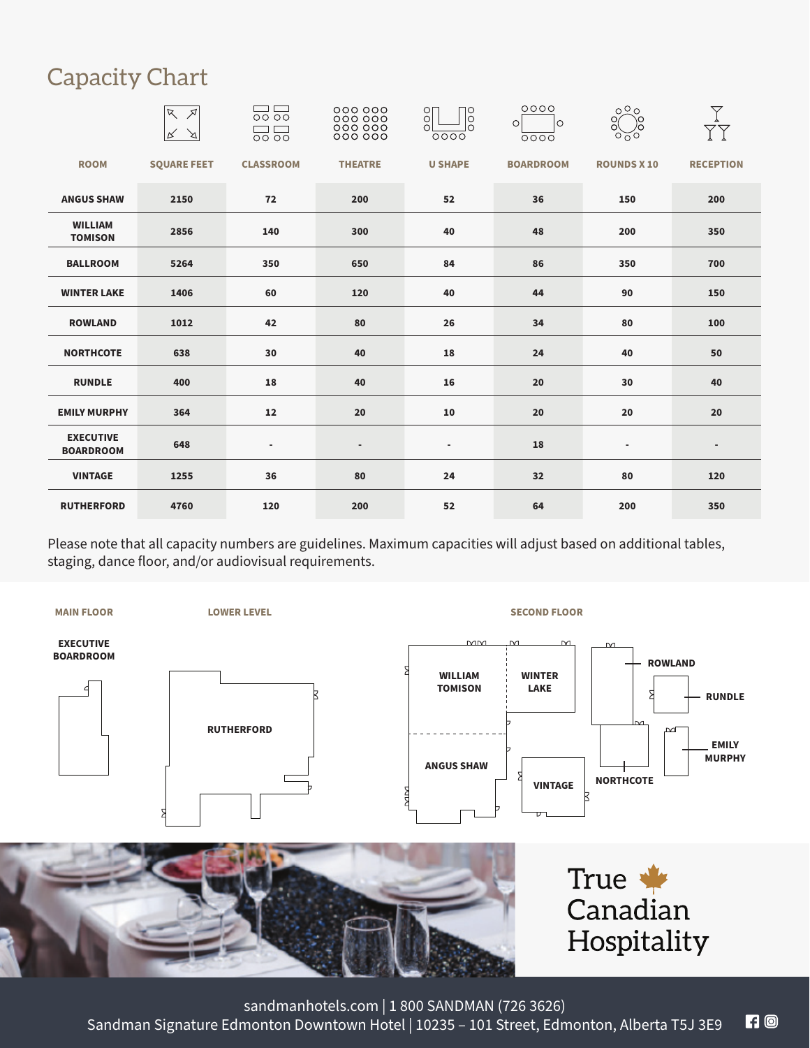## Capacity Chart

| ROOM | SQUARE FEET | CLASSROOM | THEATRE | U SHAPE | BOARDROOM | ROUNDS X 10 | RECEPTION |
|---|---|---|---|---|---|---|---|
| ANGUS SHAW | 2150 | 72 | 200 | 52 | 36 | 150 | 200 |
| WILLIAM TOMISON | 2856 | 140 | 300 | 40 | 48 | 200 | 350 |
| BALLROOM | 5264 | 350 | 650 | 84 | 86 | 350 | 700 |
| WINTER LAKE | 1406 | 60 | 120 | 40 | 44 | 90 | 150 |
| ROWLAND | 1012 | 42 | 80 | 26 | 34 | 80 | 100 |
| NORTHCOTE | 638 | 30 | 40 | 18 | 24 | 40 | 50 |
| RUNDLE | 400 | 18 | 40 | 16 | 20 | 30 | 40 |
| EMILY MURPHY | 364 | 12 | 20 | 10 | 20 | 20 | 20 |
| EXECUTIVE BOARDROOM | 648 | - | - | - | 18 | - | - |
| VINTAGE | 1255 | 36 | 80 | 24 | 32 | 80 | 120 |
| RUTHERFORD | 4760 | 120 | 200 | 52 | 64 | 200 | 350 |

Please note that all capacity numbers are guidelines. Maximum capacities will adjust based on additional tables, staging, dance floor, and/or audiovisual requirements.

MAIN FLOOR

EXECUTIVE BOARDROOM

LOWER LEVEL

RUTHERFORD

SECOND FLOOR

WILLIAM TOMISON

WINTER LAKE

ANGUS SHAW

VINTAGE

ROWLAND

RUNDLE

NORTHCOTE

EMILY MURPHY

True Canadian Hospitality

sandmanhotels.com | 1 800 SANDMAN (726 3626)
Sandman Signature Edmonton Downtown Hotel | 10235 – 101 Street, Edmonton, Alberta T5J 3E9